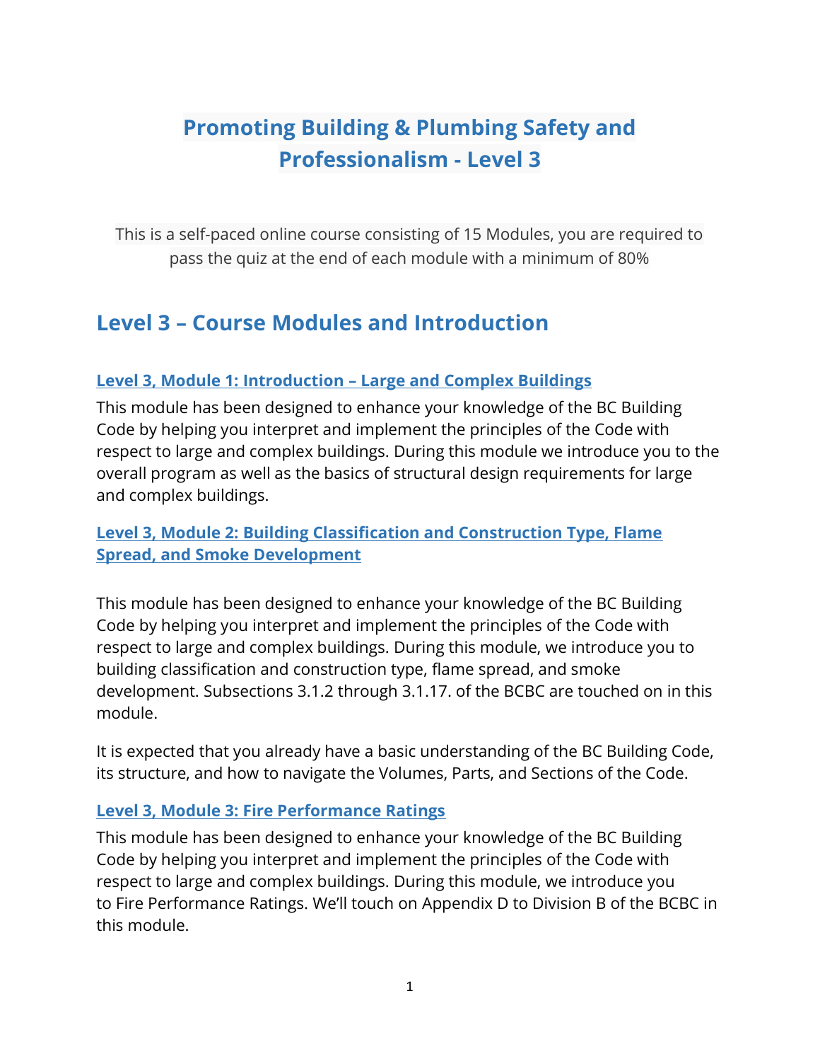# Promoting Building & Plumbing Safety and Professionalism - Level 3

This is a self-paced online course consisting of 15 Modules, you are required to pass the quiz at the end of each module with a minimum of 80%

## Level 3 – Course Modules and Introduction

### Level 3, Module 1: Introduction – Large and Complex Buildings

This module has been designed to enhance your knowledge of the BC Building Code by helping you interpret and implement the principles of the Code with respect to large and complex buildings. During this module we introduce you to the overall program as well as the basics of structural design requirements for large and complex buildings.

### Level 3, Module 2: Building Classification and Construction Type, Flame Spread, and Smoke Development

This module has been designed to enhance your knowledge of the BC Building Code by helping you interpret and implement the principles of the Code with respect to large and complex buildings. During this module, we introduce you to building classification and construction type, flame spread, and smoke development. Subsections 3.1.2 through 3.1.17. of the BCBC are touched on in this module.

It is expected that you already have a basic understanding of the BC Building Code, its structure, and how to navigate the Volumes, Parts, and Sections of the Code.

### Level 3, Module 3: Fire Performance Ratings

This module has been designed to enhance your knowledge of the BC Building Code by helping you interpret and implement the principles of the Code with respect to large and complex buildings. During this module, we introduce you to Fire Performance Ratings. We'll touch on Appendix D to Division B of the BCBC in this module.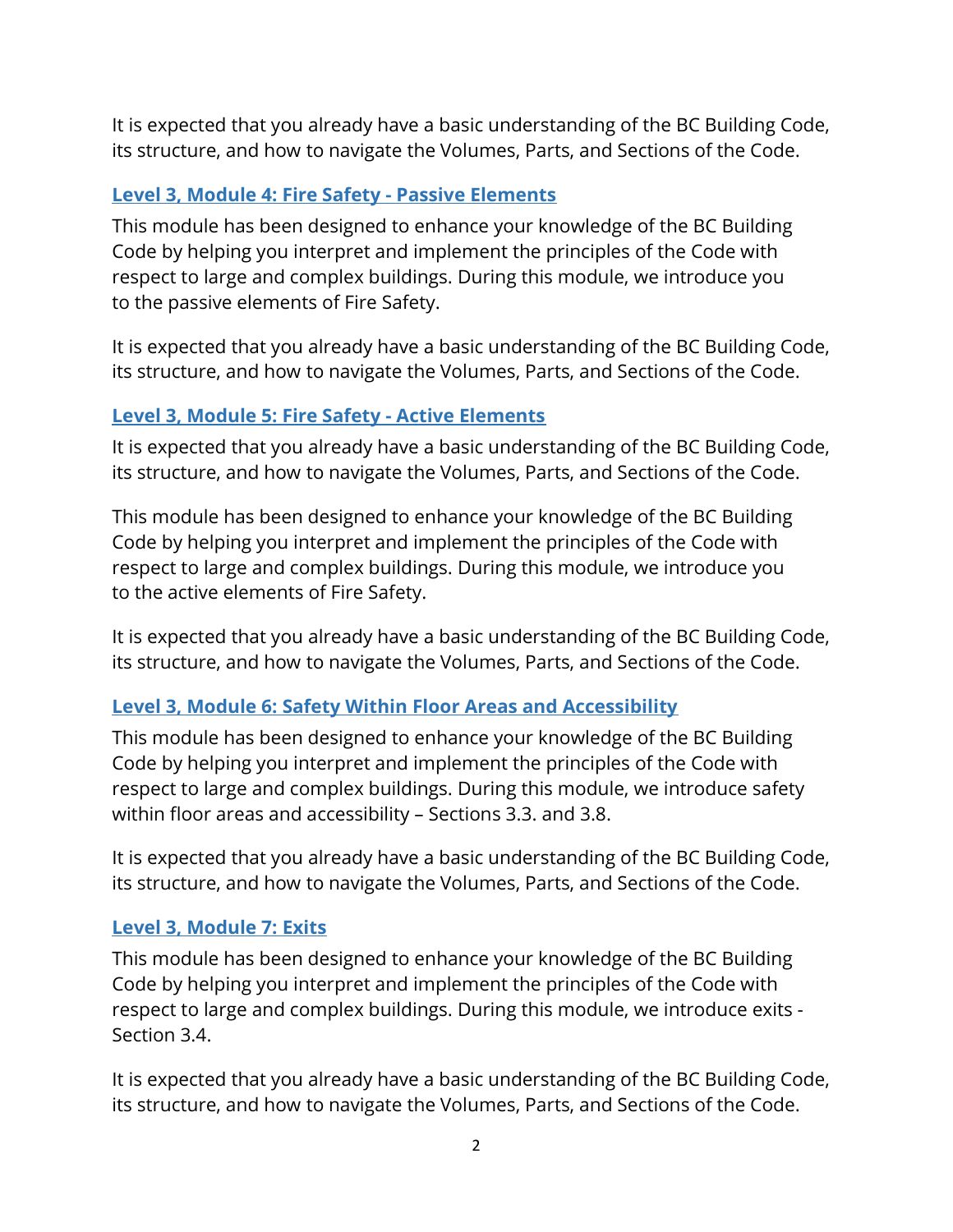It is expected that you already have a basic understanding of the BC Building Code, its structure, and how to navigate the Volumes, Parts, and Sections of the Code.

## [Level 3, Module 4: Fire Safety - Passive Elements]

This module has been designed to enhance your knowledge of the BC Building Code by helping you interpret and implement the principles of the Code with respect to large and complex buildings. During this module, we introduce you to the passive elements of Fire Safety.

It is expected that you already have a basic understanding of the BC Building Code, its structure, and how to navigate the Volumes, Parts, and Sections of the Code.

## [Level 3, Module 5: Fire Safety - Active Elements]

It is expected that you already have a basic understanding of the BC Building Code, its structure, and how to navigate the Volumes, Parts, and Sections of the Code.

This module has been designed to enhance your knowledge of the BC Building Code by helping you interpret and implement the principles of the Code with respect to large and complex buildings. During this module, we introduce you to the active elements of Fire Safety.

It is expected that you already have a basic understanding of the BC Building Code, its structure, and how to navigate the Volumes, Parts, and Sections of the Code.

## [Level 3, Module 6: Safety Within Floor Areas and Accessibility]

This module has been designed to enhance your knowledge of the BC Building Code by helping you interpret and implement the principles of the Code with respect to large and complex buildings. During this module, we introduce safety within floor areas and accessibility – Sections 3.3. and 3.8.

It is expected that you already have a basic understanding of the BC Building Code, its structure, and how to navigate the Volumes, Parts, and Sections of the Code.

## [Level 3, Module 7: Exits]

This module has been designed to enhance your knowledge of the BC Building Code by helping you interpret and implement the principles of the Code with respect to large and complex buildings. During this module, we introduce exits - Section 3.4.

It is expected that you already have a basic understanding of the BC Building Code, its structure, and how to navigate the Volumes, Parts, and Sections of the Code.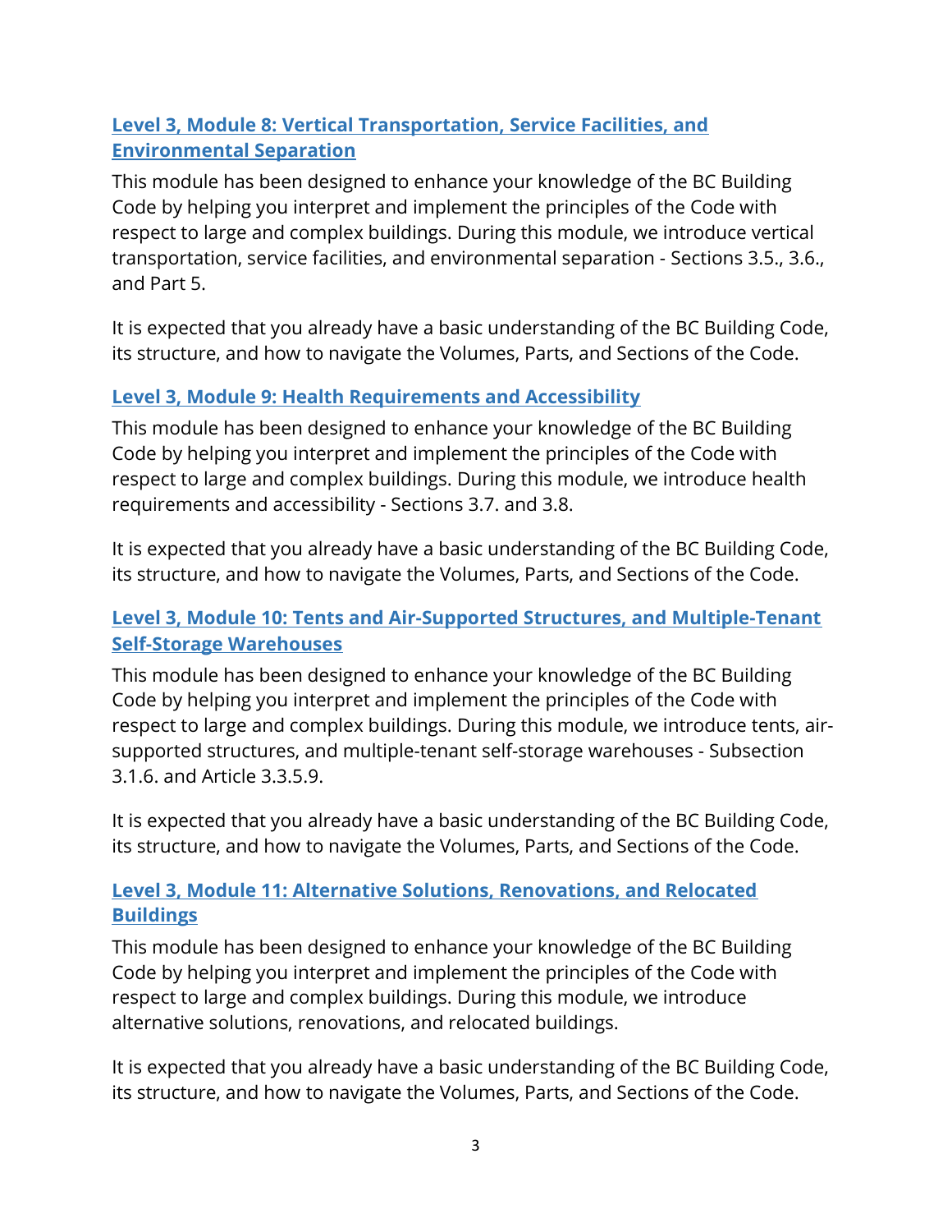### Level 3, Module 8: Vertical Transportation, Service Facilities, and Environmental Separation

This module has been designed to enhance your knowledge of the BC Building Code by helping you interpret and implement the principles of the Code with respect to large and complex buildings. During this module, we introduce vertical transportation, service facilities, and environmental separation - Sections 3.5., 3.6., and Part 5.

It is expected that you already have a basic understanding of the BC Building Code, its structure, and how to navigate the Volumes, Parts, and Sections of the Code.

### Level 3, Module 9: Health Requirements and Accessibility

This module has been designed to enhance your knowledge of the BC Building Code by helping you interpret and implement the principles of the Code with respect to large and complex buildings. During this module, we introduce health requirements and accessibility - Sections 3.7. and 3.8.

It is expected that you already have a basic understanding of the BC Building Code, its structure, and how to navigate the Volumes, Parts, and Sections of the Code.

### Level 3, Module 10: Tents and Air-Supported Structures, and Multiple-Tenant Self-Storage Warehouses

This module has been designed to enhance your knowledge of the BC Building Code by helping you interpret and implement the principles of the Code with respect to large and complex buildings. During this module, we introduce tents, air-supported structures, and multiple-tenant self-storage warehouses - Subsection 3.1.6. and Article 3.3.5.9.

It is expected that you already have a basic understanding of the BC Building Code, its structure, and how to navigate the Volumes, Parts, and Sections of the Code.

### Level 3, Module 11: Alternative Solutions, Renovations, and Relocated Buildings

This module has been designed to enhance your knowledge of the BC Building Code by helping you interpret and implement the principles of the Code with respect to large and complex buildings. During this module, we introduce alternative solutions, renovations, and relocated buildings.

It is expected that you already have a basic understanding of the BC Building Code, its structure, and how to navigate the Volumes, Parts, and Sections of the Code.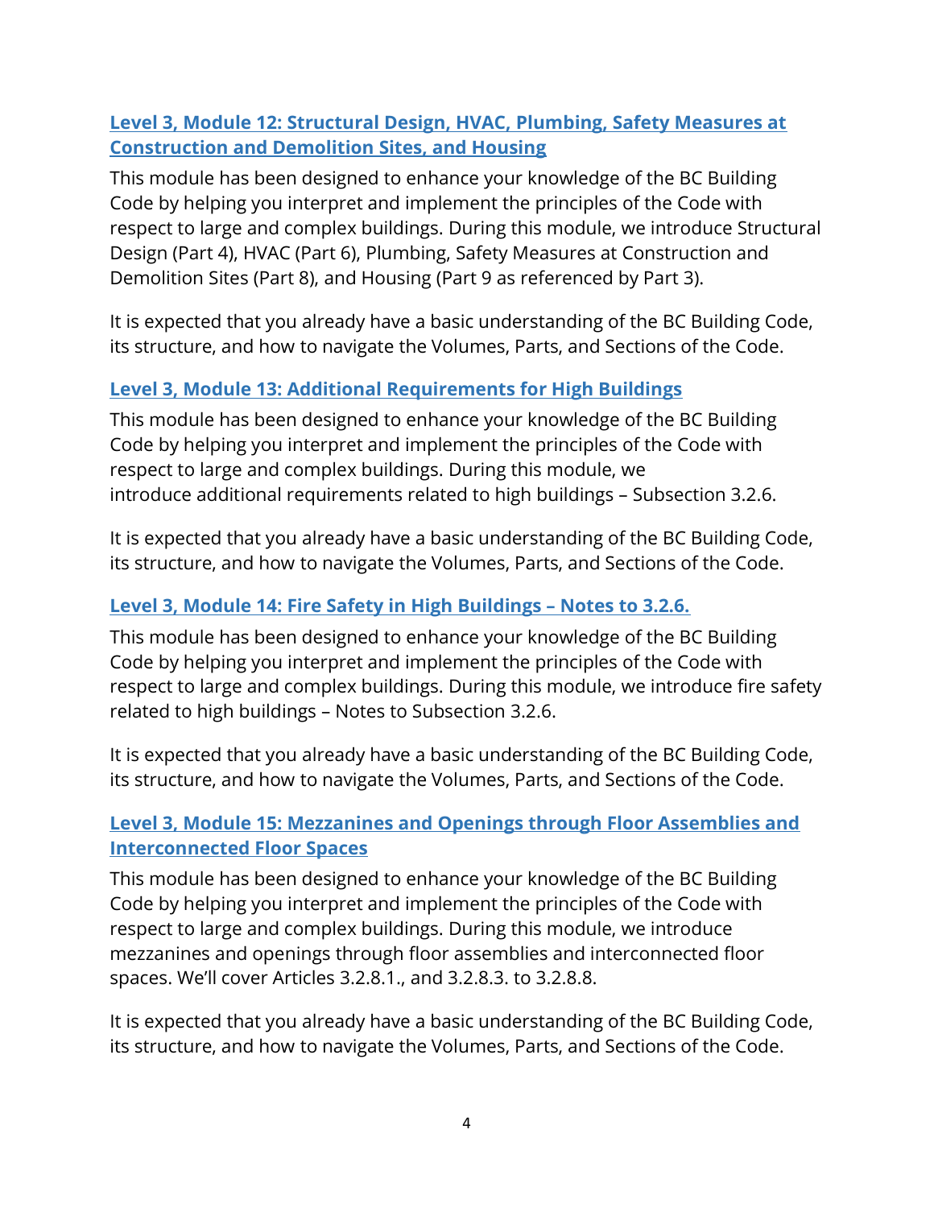### Level 3, Module 12: Structural Design, HVAC, Plumbing, Safety Measures at Construction and Demolition Sites, and Housing

This module has been designed to enhance your knowledge of the BC Building Code by helping you interpret and implement the principles of the Code with respect to large and complex buildings. During this module, we introduce Structural Design (Part 4), HVAC (Part 6), Plumbing, Safety Measures at Construction and Demolition Sites (Part 8), and Housing (Part 9 as referenced by Part 3).

It is expected that you already have a basic understanding of the BC Building Code, its structure, and how to navigate the Volumes, Parts, and Sections of the Code.

### Level 3, Module 13: Additional Requirements for High Buildings

This module has been designed to enhance your knowledge of the BC Building Code by helping you interpret and implement the principles of the Code with respect to large and complex buildings. During this module, we introduce additional requirements related to high buildings – Subsection 3.2.6.

It is expected that you already have a basic understanding of the BC Building Code, its structure, and how to navigate the Volumes, Parts, and Sections of the Code.

### Level 3, Module 14: Fire Safety in High Buildings – Notes to 3.2.6.

This module has been designed to enhance your knowledge of the BC Building Code by helping you interpret and implement the principles of the Code with respect to large and complex buildings. During this module, we introduce fire safety related to high buildings – Notes to Subsection 3.2.6.

It is expected that you already have a basic understanding of the BC Building Code, its structure, and how to navigate the Volumes, Parts, and Sections of the Code.

### Level 3, Module 15: Mezzanines and Openings through Floor Assemblies and Interconnected Floor Spaces

This module has been designed to enhance your knowledge of the BC Building Code by helping you interpret and implement the principles of the Code with respect to large and complex buildings. During this module, we introduce mezzanines and openings through floor assemblies and interconnected floor spaces. We'll cover Articles 3.2.8.1., and 3.2.8.3. to 3.2.8.8.

It is expected that you already have a basic understanding of the BC Building Code, its structure, and how to navigate the Volumes, Parts, and Sections of the Code.